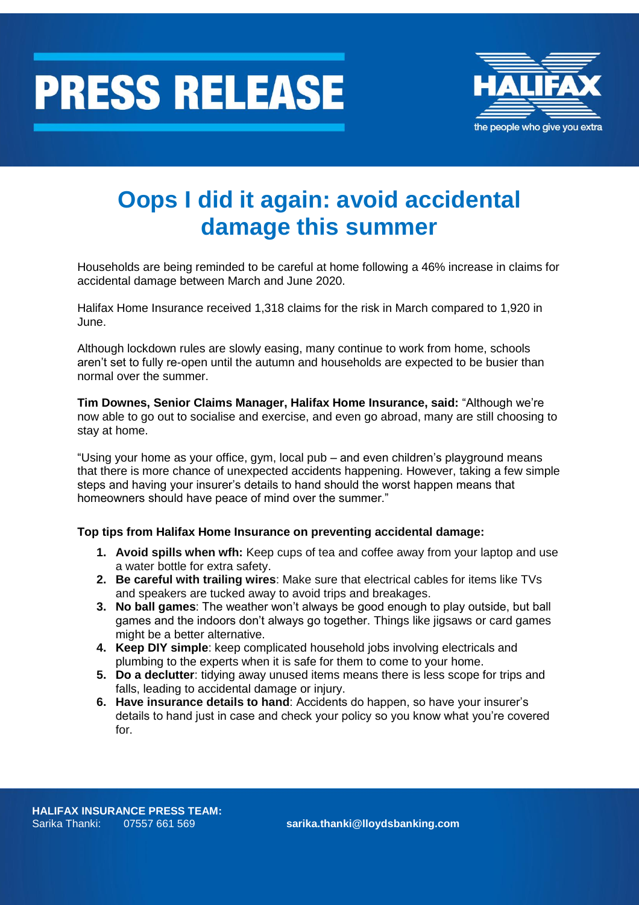# PRESS RELEASE

HALIFAX

the people who give you extra

## Oops I did it again: avoid accidental damage this summer

Households are being reminded to be careful at home following a 46% increase in claims for accidental damage between March and June 2020.

Halifax Home Insurance received 1,318 claims for the risk in March compared to 1,920 in June.

Although lockdown rules are slowly easing, many continue to work from home, schools aren't set to fully re-open until the autumn and households are expected to be busier than normal over the summer.

**Tim Downes, Senior Claims Manager, Halifax Home Insurance, said:** "Although we're now able to go out to socialise and exercise, and even go abroad, many are still choosing to stay at home.

"Using your home as your office, gym, local pub – and even children's playground means that there is more chance of unexpected accidents happening. However, taking a few simple steps and having your insurer's details to hand should the worst happen means that homeowners should have peace of mind over the summer."

**Top tips from Halifax Home Insurance on preventing accidental damage:**

1. **Avoid spills when wfh:** Keep cups of tea and coffee away from your laptop and use a water bottle for extra safety.
2. **Be careful with trailing wires**: Make sure that electrical cables for items like TVs and speakers are tucked away to avoid trips and breakages.
3. **No ball games**: The weather won't always be good enough to play outside, but ball games and the indoors don't always go together. Things like jigsaws or card games might be a better alternative.
4. **Keep DIY simple**: keep complicated household jobs involving electricals and plumbing to the experts when it is safe for them to come to your home.
5. **Do a declutter**: tidying away unused items means there is less scope for trips and falls, leading to accidental damage or injury.
6. **Have insurance details to hand**: Accidents do happen, so have your insurer's details to hand just in case and check your policy so you know what you're covered for.

**HALIFAX INSURANCE PRESS TEAM:**
Sarika Thanki: 07557 661 569 **sarika.thanki@lloydsbanking.com**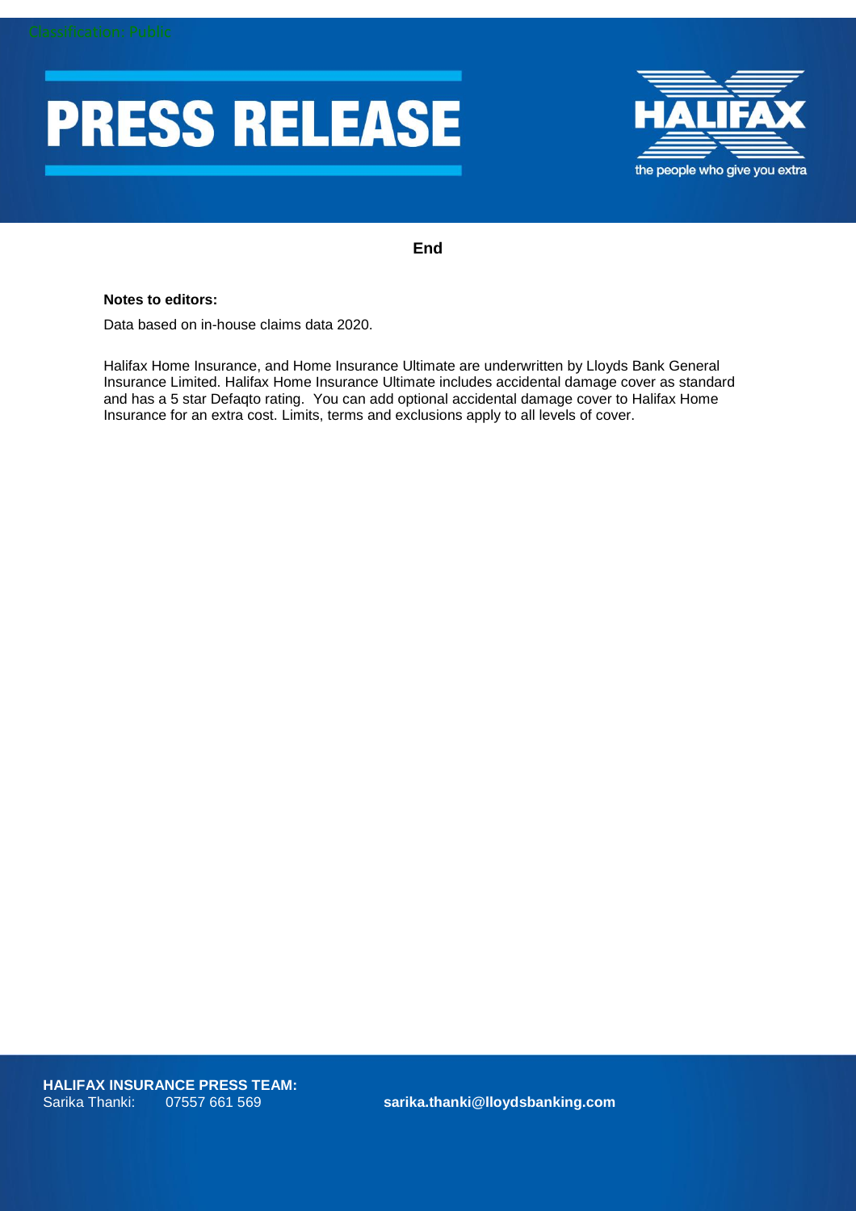**End**

**Notes to editors:**

Data based on in-house claims data 2020.

Halifax Home Insurance, and Home Insurance Ultimate are underwritten by Lloyds Bank General Insurance Limited. Halifax Home Insurance Ultimate includes accidental damage cover as standard and has a 5 star Defaqto rating. You can add optional accidental damage cover to Halifax Home Insurance for an extra cost. Limits, terms and exclusions apply to all levels of cover.

**HALIFAX INSURANCE PRESS TEAM:**
Sarika Thanki: 07557 661 569 **sarika.thanki@lloydsbanking.com**